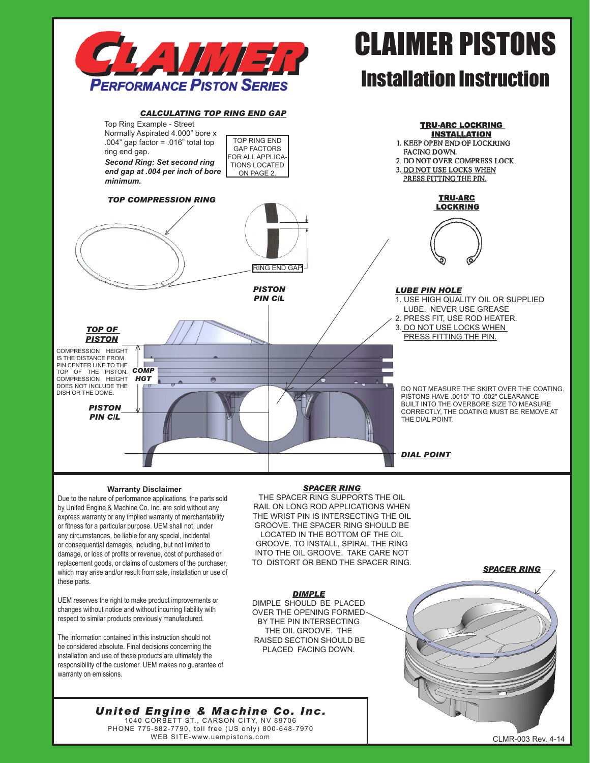# CLAIMER PISTONS

## Installation Instruction

CLAIMER
PERFORMANCE PISTON SERIES

### CALCULATING TOP RING END GAP

Top Ring Example - Street Normally Aspirated 4.000" bore x .004" gap factor = .016" total top ring end gap.

***Second Ring: Set second ring end gap at .004 per inch of bore minimum.***

TOP RING END GAP FACTORS FOR ALL APPLICATIONS LOCATED ON PAGE 2.

***TOP COMPRESSION RING***

RING END GAP

***PISTON PIN C/L***

### TRU-ARC LOCKRING INSTALLATION

1. KEEP OPEN END OF LOCKRING FACING DOWN.
2. DO NOT OVER COMPRESS LOCK.
3. DO NOT USE LOCKS WHEN PRESS FITTING THE PIN.

**TRU-ARC LOCKRING**

### LUBE PIN HOLE

1. USE HIGH QUALITY OIL OR SUPPLIED LUBE. NEVER USE GREASE
2. PRESS FIT, USE ROD HEATER.
3. DO NOT USE LOCKS WHEN PRESS FITTING THE PIN.

***TOP OF PISTON***

COMPRESSION HEIGHT IS THE DISTANCE FROM PIN CENTER LINE TO THE TOP OF THE PISTON. COMPRESSION HEIGHT DOES NOT INCLUDE THE DISH OR THE DOME.

***COMP HGT***

***PISTON PIN C/L***

DO NOT MEASURE THE SKIRT OVER THE COATING. PISTONS HAVE .0015" TO .002" CLEARANCE BUILT INTO THE OVERBORE SIZE TO MEASURE CORRECTLY, THE COATING MUST BE REMOVE AT THE DIAL POINT.

***DIAL POINT***

**Warranty Disclaimer**

Due to the nature of performance applications, the parts sold by United Engine & Machine Co. Inc. are sold without any express warranty or any implied warranty of merchantability or fitness for a particular purpose. UEM shall not, under any circumstances, be liable for any special, incidental or consequential damages, including, but not limited to damage, or loss of profits or revenue, cost of purchased or replacement goods, or claims of customers of the purchaser, which may arise and/or result from sale, installation or use of these parts.

UEM reserves the right to make product improvements or changes without notice and without incurring liability with respect to similar products previously manufactured.

The information contained in this instruction should not be considered absolute. Final decisions concerning the installation and use of these products are ultimately the responsibility of the customer. UEM makes no guarantee of warranty on emissions.

### SPACER RING

THE SPACER RING SUPPORTS THE OIL RAIL ON LONG ROD APPLICATIONS WHEN THE WRIST PIN IS INTERSECTING THE OIL GROOVE. THE SPACER RING SHOULD BE LOCATED IN THE BOTTOM OF THE OIL GROOVE. TO INSTALL, SPIRAL THE RING INTO THE OIL GROOVE. TAKE CARE NOT TO DISTORT OR BEND THE SPACER RING.

### DIMPLE

DIMPLE SHOULD BE PLACED OVER THE OPENING FORMED BY THE PIN INTERSECTING THE OIL GROOVE. THE RAISED SECTION SHOULD BE PLACED FACING DOWN.

***SPACER RING***

***United Engine & Machine Co. Inc.***
1040 CORBETT ST., CARSON CITY, NV 89706
PHONE 775-882-7790, toll free (US only) 800-648-7970
WEB SITE-www.uempistons.com

CLMR-003 Rev. 4-14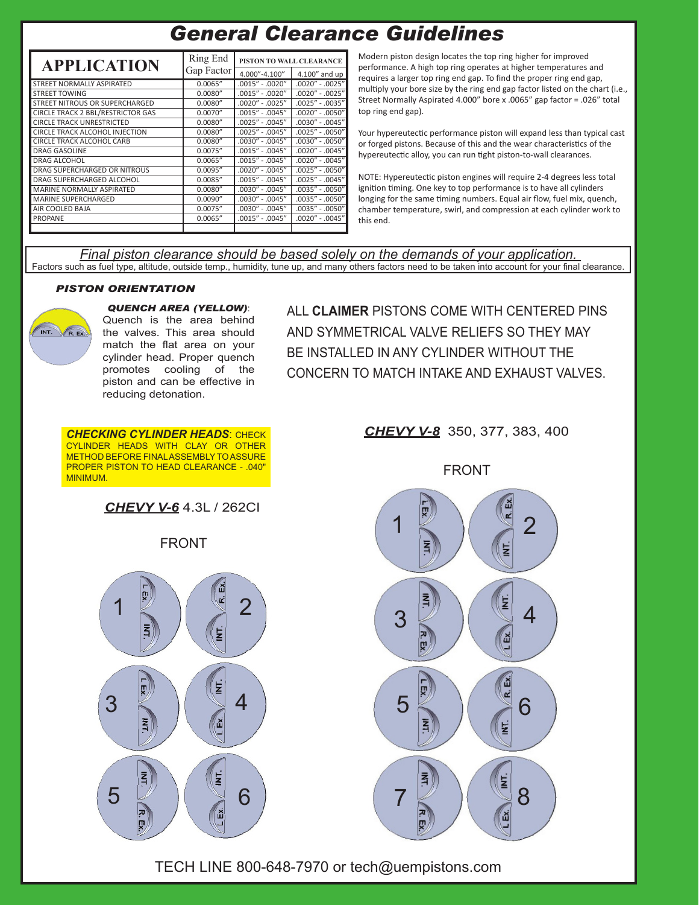# General Clearance Guidelines

| APPLICATION | Ring End Gap Factor | PISTON TO WALL CLEARANCE | |
|---|---|---|---|
| | | 4.000"-4.100" | 4.100" and up |
| STREET NORMALLY ASPIRATED | 0.0065" | .0015" - .0020" | .0020" - .0025" |
| STREET TOWING | 0.0080" | .0015" - .0020" | .0020" - .0025" |
| STREET NITROUS OR SUPERCHARGED | 0.0080" | .0020" - .0025" | .0025" - .0035" |
| CIRCLE TRACK 2 BBL/RESTRICTOR GAS | 0.0070" | .0015" - .0045" | .0020" - .0050" |
| CIRCLE TRACK UNRESTRICTED | 0.0080" | .0025" - .0045" | .0030" - .0045" |
| CIRCLE TRACK ALCOHOL INJECTION | 0.0080" | .0025" - .0045" | .0025" - .0050" |
| CIRCLE TRACK ALCOHOL CARB | 0.0080" | .0030" - .0045" | .0030" - .0050" |
| DRAG GASOLINE | 0.0075" | .0015" - .0045" | .0020" - .0045" |
| DRAG ALCOHOL | 0.0065" | .0015" - .0045" | .0020" - .0045" |
| DRAG SUPERCHARGED OR NITROUS | 0.0095" | .0020" - .0045" | .0025" - .0050" |
| DRAG SUPERCHARGED ALCOHOL | 0.0085" | .0015" - .0045" | .0025" - .0045" |
| MARINE NORMALLY ASPIRATED | 0.0080" | .0030" - .0045" | .0035" - .0050" |
| MARINE SUPERCHARGED | 0.0090" | .0030" - .0045" | .0035" - .0050" |
| AIR COOLED BAJA | 0.0075" | .0030" - .0045" | .0035" - .0050" |
| PROPANE | 0.0065" | .0015" - .0045" | .0020" - .0045" |

Modern piston design locates the top ring higher for improved performance. A high top ring operates at higher temperatures and requires a larger top ring end gap. To find the proper ring end gap, multiply your bore size by the ring end gap factor listed on the chart (i.e., Street Normally Aspirated 4.000" bore x .0065" gap factor = .026" total top ring end gap).

Your hypereutectic performance piston will expand less than typical cast or forged pistons. Because of this and the wear characteristics of the hypereutectic alloy, you can run tight piston-to-wall clearances.

NOTE: Hypereutectic piston engines will require 2-4 degrees less total ignition timing. One key to top performance is to have all cylinders longing for the same timing numbers. Equal air flow, fuel mix, quench, chamber temperature, swirl, and compression at each cylinder work to this end.

*Final piston clearance should be based solely on the demands of your application.*

Factors such as fuel type, altitude, outside temp., humidity, tune up, and many others factors need to be taken into account for your final clearance.

### *PISTON ORIENTATION*

INT.
R. Ex.

***QUENCH AREA (YELLOW)***: Quench is the area behind the valves. This area should match the flat area on your cylinder head. Proper quench promotes cooling of the piston and can be effective in reducing detonation.

ALL **CLAIMER** PISTONS COME WITH CENTERED PINS AND SYMMETRICAL VALVE RELIEFS SO THEY MAY BE INSTALLED IN ANY CYLINDER WITHOUT THE CONCERN TO MATCH INTAKE AND EXHAUST VALVES.

***CHECKING CYLINDER HEADS***: CHECK CYLINDER HEADS WITH CLAY OR OTHER METHOD BEFORE FINAL ASSEMBLY TO ASSURE PROPER PISTON TO HEAD CLEARANCE - .040" MINIMUM.

***CHEVY V-6*** 4.3L / 262CI

FRONT

1 L Ex. INT.
2 R. Ex. INT.
3 L Ex. INT.
4 INT. L Ex.
5 INT. R. Ex.
6 INT. L Ex.

***CHEVY V-8*** 350, 377, 383, 400

FRONT

1 L Ex. INT.
2 R. Ex. INT.
3 INT. R. Ex.
4 INT. L Ex.
5 L Ex. INT.
6 R. Ex. INT.
7 INT. R. Ex.
8 INT. L Ex.

TECH LINE 800-648-7970 or tech@uempistons.com